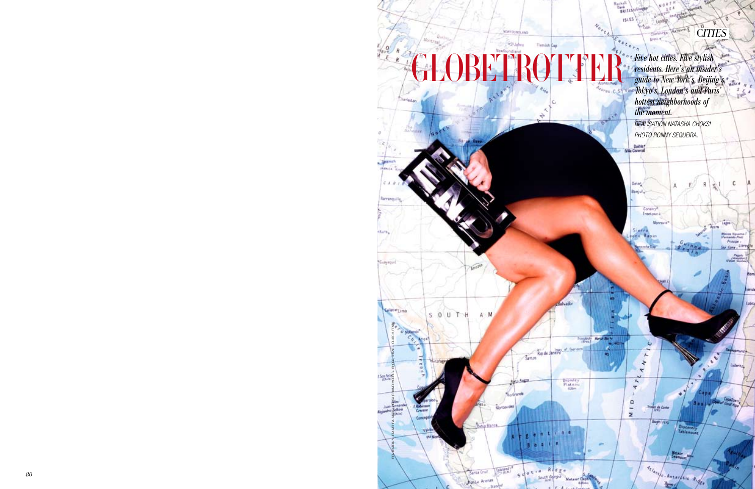# GLOBETROTTER

*Five hot cities. Five stylish residents. Here's an insider's guide to New York's, Beijing's, Tokyo's, London's and Paris' hottest neighborhoods of the moment.*

REALISATION NATASHA CHOKSI
PHOTO RONNY SEQUEIRA.

REALISATION ALETA MEHRA. MODEL: FREDA (ESKIMO MODELS). SHOES: CHANEL. CLUTCH: FENDI.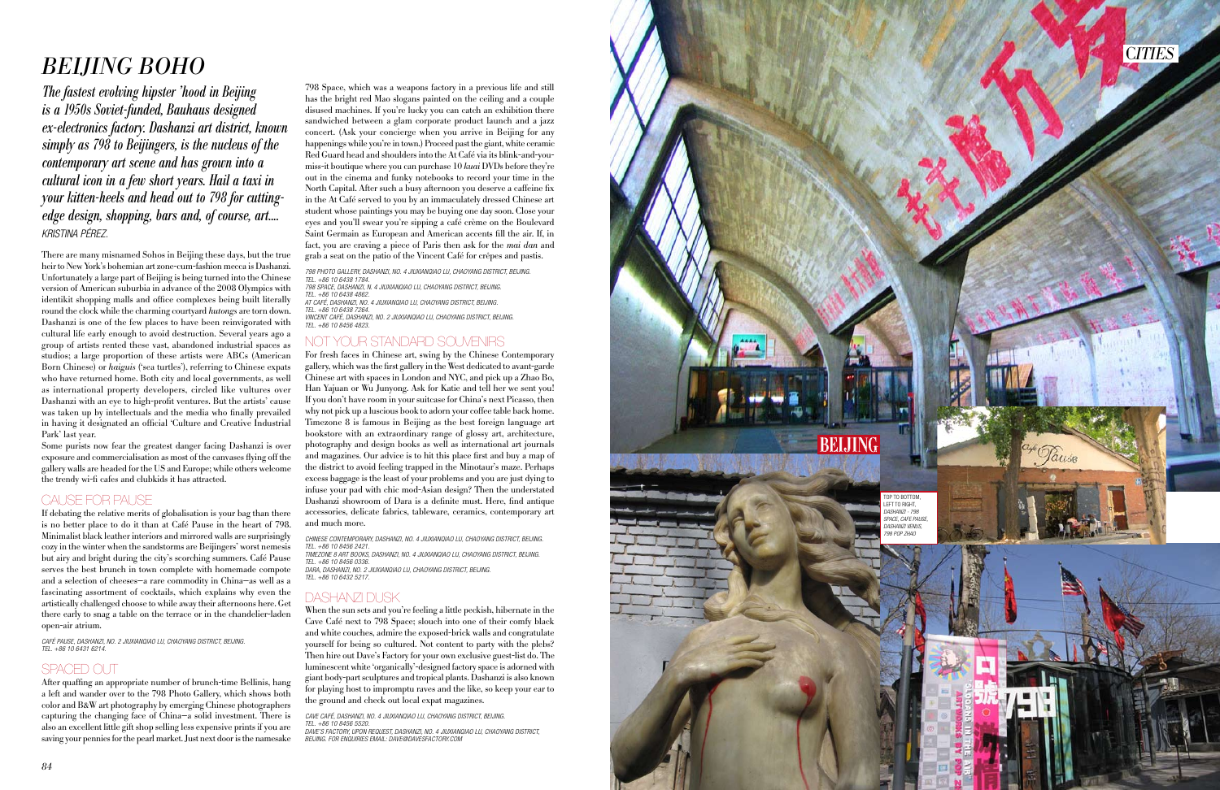# BEIJING BOHO

*The fastest evolving hipster 'hood in Beijing is a 1950s Soviet-funded, Bauhaus designed ex-electronics factory. Dashanzi art district, known simply as 798 to Beijingers, is the nucleus of the contemporary art scene and has grown into a cultural icon in a few short years. Hail a taxi in your kitten-heels and head out to 798 for cutting-edge design, shopping, bars and, of course, art....*

*KRISTINA PÉREZ.*

There are many misnamed Sohos in Beijing these days, but the true heir to New York's bohemian art zone-cum-fashion mecca is Dashanzi. Unfortunately a large part of Beijing is being turned into the Chinese version of American suburbia in advance of the 2008 Olympics with identikit shopping malls and office complexes being built literally round the clock while the charming courtyard *hutongs* are torn down. Dashanzi is one of the few places to have been reinvigorated with cultural life early enough to avoid destruction. Several years ago a group of artists rented these vast, abandoned industrial spaces as studios; a large proportion of these artists were ABCs (American Born Chinese) or *haiguis* ('sea turtles'), referring to Chinese expats who have returned home. Both city and local governments, as well as international property developers, circled like vultures over Dashanzi with an eye to high-profit ventures. But the artists' cause was taken up by intellectuals and the media who finally prevailed in having it designated an official 'Culture and Creative Industrial Park' last year.

Some purists now fear the greatest danger facing Dashanzi is over exposure and commercialisation as most of the canvases flying off the gallery walls are headed for the US and Europe; while others welcome the trendy wi-fi cafes and clubkids it has attracted.

## CAUSE FOR PAUSE

If debating the relative merits of globalisation is your bag than there is no better place to do it than at Café Pause in the heart of 798. Minimalist black leather interiors and mirrored walls are surprisingly cozy in the winter when the sandstorms are Beijingers' worst nemesis but airy and bright during the city's scorching summers. Café Pause serves the best brunch in town complete with homemade compote and a selection of cheeses—a rare commodity in China—as well as a fascinating assortment of cocktails, which explains why even the artistically challenged choose to while away their afternoons here. Get there early to snag a table on the terrace or in the chandelier-laden open-air atrium.

*CAFÉ PAUSE, DASHANZI, NO. 2 JIUXIANQIAO LU, CHAOYANG DISTRICT, BEIJING. TEL. +86 10 6431 6214.*

## SPACED OUT

After quaffing an appropriate number of brunch-time Bellinis, hang a left and wander over to the 798 Photo Gallery, which shows both color and B&W art photography by emerging Chinese photographers capturing the changing face of China—a solid investment. There is also an excellent little gift shop selling less expensive prints if you are saving your pennies for the pearl market. Just next door is the namesake 798 Space, which was a weapons factory in a previous life and still has the bright red Mao slogans painted on the ceiling and a couple disused machines. If you're lucky you can catch an exhibition there sandwiched between a glam corporate product launch and a jazz concert. (Ask your concierge when you arrive in Beijing for any happenings while you're in town.) Proceed past the giant, white ceramic Red Guard head and shoulders into the At Café via its blink-and-you-miss-it boutique where you can purchase 10 *kuai* DVDs before they're out in the cinema and funky notebooks to record your time in the North Capital. After such a busy afternoon you deserve a caffeine fix in the At Café served to you by an immaculately dressed Chinese art student whose paintings you may be buying one day soon. Close your eyes and you'll swear you're sipping a café crème on the Boulevard Saint Germain as European and American accents fill the air. If, in fact, you are craving a piece of Paris then ask for the *mai dan* and grab a seat on the patio of the Vincent Café for crêpes and pastis.

*798 PHOTO GALLERY, DASHANZI, NO. 4 JIUXIANQIAO LU, CHAOYANG DISTRICT, BEIJING. TEL. +86 10 6438 1784.*
*798 SPACE, DASHANZI, N. 4 JIUXIANQIAO LU, CHAOYANG DISTRICT, BEIJING. TEL. +86 10 6438 4862.*
*AT CAFÉ, DASHANZI, NO. 4 JIUXIANQIAO LU, CHAOYANG DISTRICT, BEIJING. TEL. +86 10 6438 7264.*
*VINCENT CAFÉ, DASHANZI, NO. 2 JIUXIANQIAO LU, CHAOYANG DISTRICT, BEIJING. TEL. +86 10 8456 4823.*

## NOT YOUR STANDARD SOUVENIRS

For fresh faces in Chinese art, swing by the Chinese Contemporary gallery, which was the first gallery in the West dedicated to avant-garde Chinese art with spaces in London and NYC, and pick up a Zhao Bo, Han Yajuan or Wu Junyong. Ask for Katie and tell her we sent you! If you don't have room in your suitcase for China's next Picasso, then why not pick up a luscious book to adorn your coffee table back home. Timezone 8 is famous in Beijing as the best foreign language art bookstore with an extraordinary range of glossy art, architecture, photography and design books as well as international art journals and magazines. Our advice is to hit this place first and buy a map of the district to avoid feeling trapped in the Minotaur's maze. Perhaps excess baggage is the least of your problems and you are just dying to infuse your pad with chic mod-Asian design? Then the understated Dashanzi showroom of Dara is a definite must. Here, find antique accessories, delicate fabrics, tableware, ceramics, contemporary art and much more.

*CHINESE CONTEMPORARY, DASHANZI, NO. 4 JIUXIANQIAO LU, CHAOYANG DISTRICT, BEIJING. TEL. +86 10 8456 2421.*
*TIMEZONE 8 ART BOOKS, DASHANZI, NO. 4 JIUXIANQIAO LU, CHAOYANG DISTRICT, BEIJING. TEL. +86 10 8456 0336.*
*DARA, DASHANZI, NO. 2 JIUXIANQIAO LU, CHAOYANG DISTRICT, BEIJING. TEL. +86 10 6432 5217.*

## DASHANZI DUSK

When the sun sets and you're feeling a little peckish, hibernate in the Cave Café next to 798 Space; slouch into one of their comfy black and white couches, admire the exposed-brick walls and congratulate yourself for being so cultured. Not content to party with the plebs? Then hire out Dave's Factory for your own exclusive guest-list do. The luminescent white 'organically'-designed factory space is adorned with giant body-part sculptures and tropical plants. Dashanzi is also known for playing host to impromptu raves and the like, so keep your ear to the ground and check out local expat magazines.

*CAVE CAFÉ, DASHANZI, NO. 4 JIUXIANQIAO LU, CHAOYANG DISTRICT, BEIJING. TEL. +86 10 8456 5520.*
*DAVE'S FACTORY, UPON REQUEST, DASHANZI, NO. 4 JIUXIANQIAO LU, CHAOYANG DISTRICT, BEIJING. FOR ENQUIRIES EMAIL: DAVE@DAVESFACTORY.COM*

TOP TO BOTTOM, LEFT TO RIGHT, DASHANZI - 798 SPACE, CAFE PAUSE, DASHANZI VENUS, 798 POP ZHAO